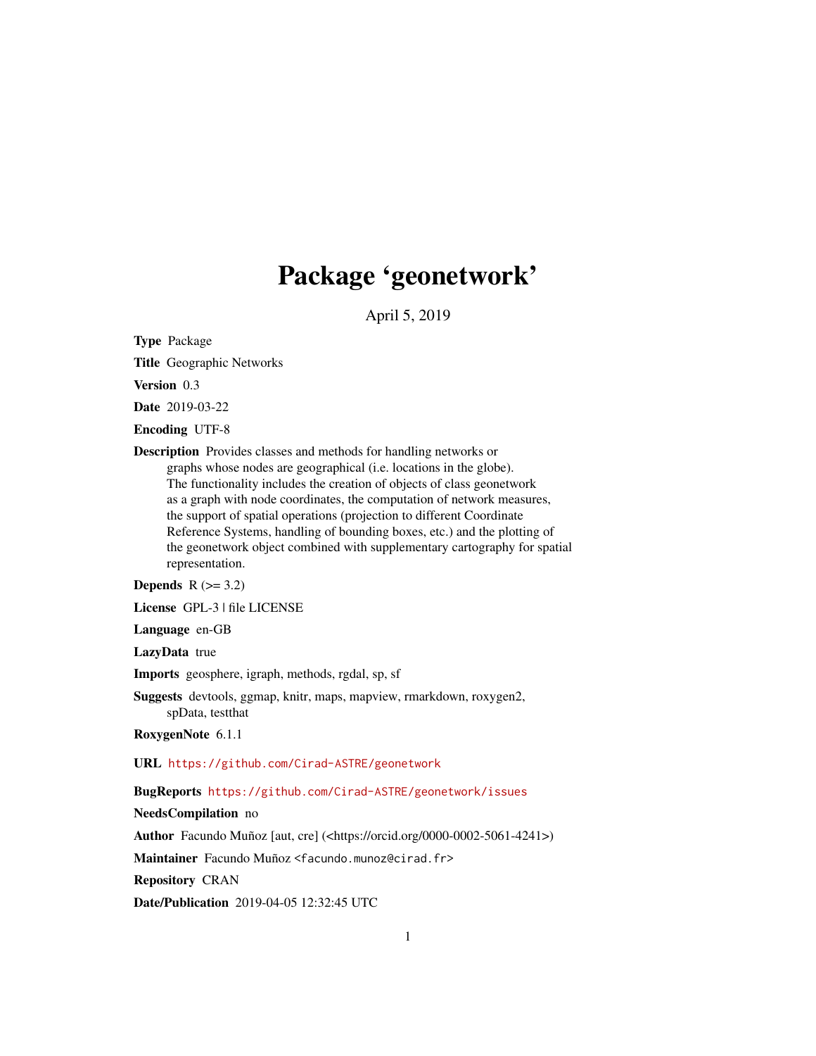# Package 'geonetwork'

April 5, 2019

**Type** Package

**Title** Geographic Networks

**Version** 0.3

**Date** 2019-03-22

**Encoding** UTF-8

**Description** Provides classes and methods for handling networks or graphs whose nodes are geographical (i.e. locations in the globe). The functionality includes the creation of objects of class geonetwork as a graph with node coordinates, the computation of network measures, the support of spatial operations (projection to different Coordinate Reference Systems, handling of bounding boxes, etc.) and the plotting of the geonetwork object combined with supplementary cartography for spatial representation.

**Depends** R (>= 3.2)

**License** GPL-3 | file LICENSE

**Language** en-GB

**LazyData** true

**Imports** geosphere, igraph, methods, rgdal, sp, sf

**Suggests** devtools, ggmap, knitr, maps, mapview, rmarkdown, roxygen2, spData, testthat

**RoxygenNote** 6.1.1

**URL** https://github.com/Cirad-ASTRE/geonetwork

**BugReports** https://github.com/Cirad-ASTRE/geonetwork/issues

**NeedsCompilation** no

**Author** Facundo Muñoz [aut, cre] (<https://orcid.org/0000-0002-5061-4241>)

**Maintainer** Facundo Muñoz <facundo.munoz@cirad.fr>

**Repository** CRAN

**Date/Publication** 2019-04-05 12:32:45 UTC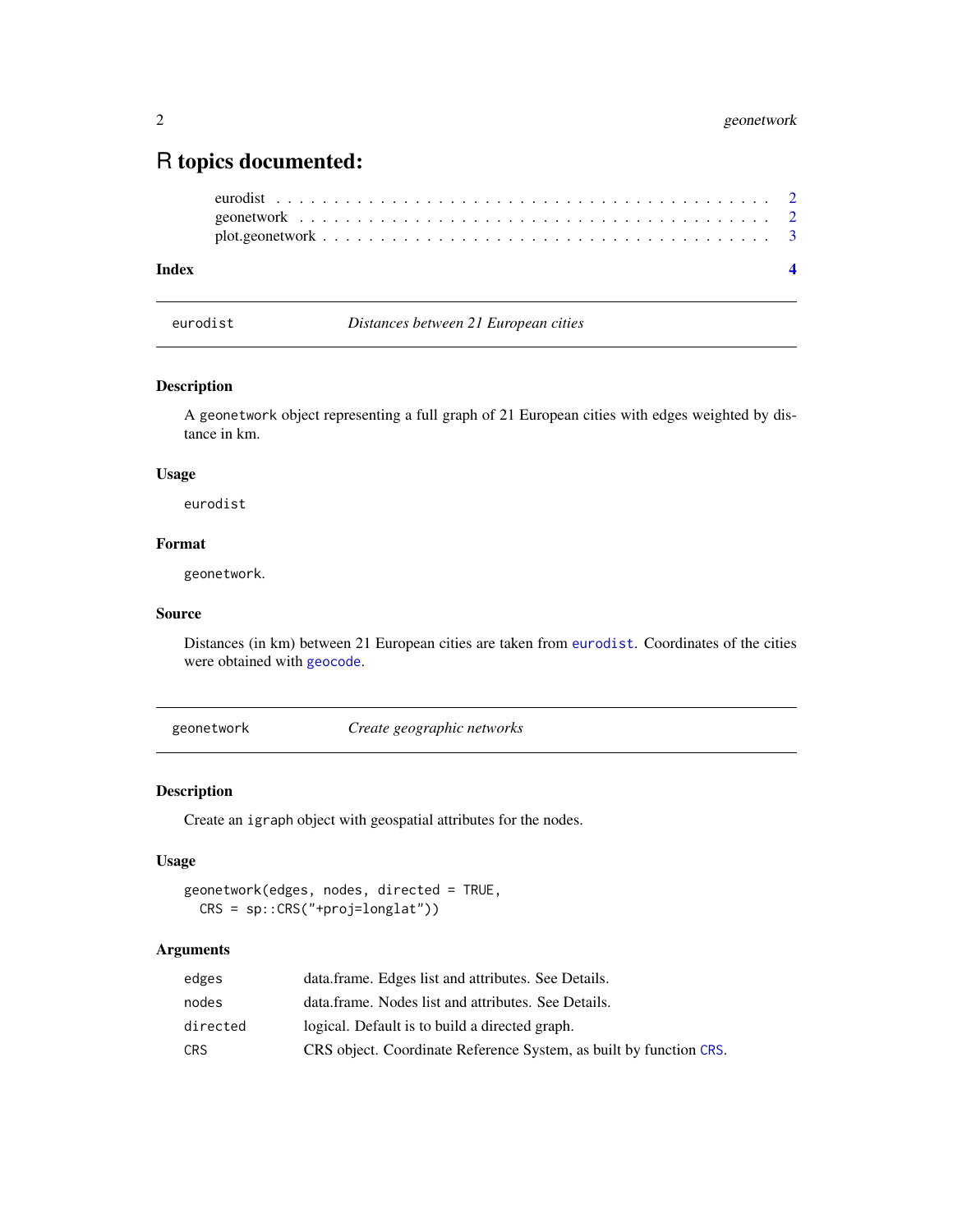# R topics documented:

eurodist . . . . . . . . . . . . . . . . . . . . . . . . . . . . . . . . . . . . . . . . . 2
geonetwork . . . . . . . . . . . . . . . . . . . . . . . . . . . . . . . . . . . . . . . 2
plot.geonetwork . . . . . . . . . . . . . . . . . . . . . . . . . . . . . . . . . . . . 3

**Index** **4**

---

`eurodist` *Distances between 21 European cities*

---

### Description

A `geonetwork` object representing a full graph of 21 European cities with edges weighted by distance in km.

### Usage

```
eurodist
```

### Format

`geonetwork`.

### Source

Distances (in km) between 21 European cities are taken from `eurodist`. Coordinates of the cities were obtained with `geocode`.

---

`geonetwork` *Create geographic networks*

---

### Description

Create an `igraph` object with geospatial attributes for the nodes.

### Usage

```
geonetwork(edges, nodes, directed = TRUE,
  CRS = sp::CRS("+proj=longlat"))
```

### Arguments

| | |
|---|---|
| `edges` | data.frame. Edges list and attributes. See Details. |
| `nodes` | data.frame. Nodes list and attributes. See Details. |
| `directed` | logical. Default is to build a directed graph. |
| `CRS` | CRS object. Coordinate Reference System, as built by function `CRS`. |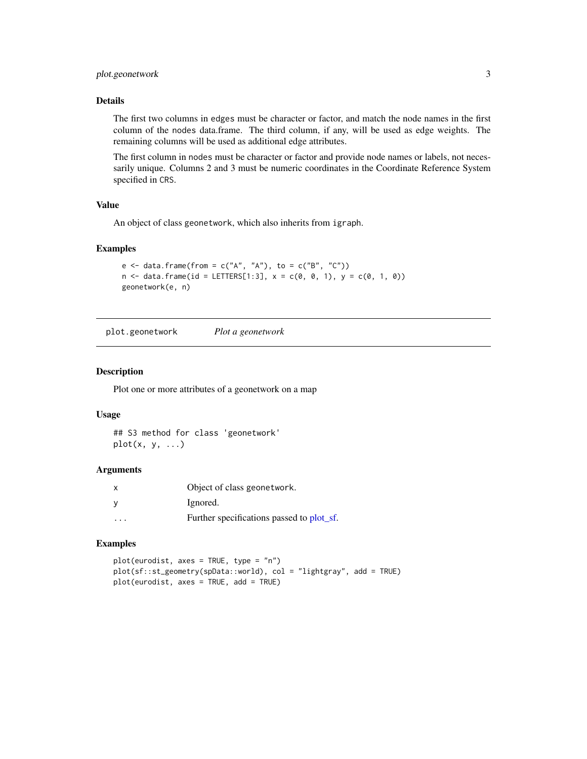### Details

The first two columns in `edges` must be character or factor, and match the node names in the first column of the `nodes` data.frame. The third column, if any, will be used as edge weights. The remaining columns will be used as additional edge attributes.

The first column in `nodes` must be character or factor and provide node names or labels, not necessarily unique. Columns 2 and 3 must be numeric coordinates in the Coordinate Reference System specified in `CRS`.

### Value

An object of class `geonetwork`, which also inherits from `igraph`.

### Examples

```
e <- data.frame(from = c("A", "A"), to = c("B", "C"))
n <- data.frame(id = LETTERS[1:3], x = c(0, 0, 1), y = c(0, 1, 0))
geonetwork(e, n)
```

---

## `plot.geonetwork` *Plot a geonetwork*

### Description

Plot one or more attributes of a geonetwork on a map

### Usage

```
## S3 method for class 'geonetwork'
plot(x, y, ...)
```

### Arguments

| | |
|---|---|
| x | Object of class `geonetwork`. |
| y | Ignored. |
| ... | Further specifications passed to plot_sf. |

### Examples

```
plot(eurodist, axes = TRUE, type = "n")
plot(sf::st_geometry(spData::world), col = "lightgray", add = TRUE)
plot(eurodist, axes = TRUE, add = TRUE)
```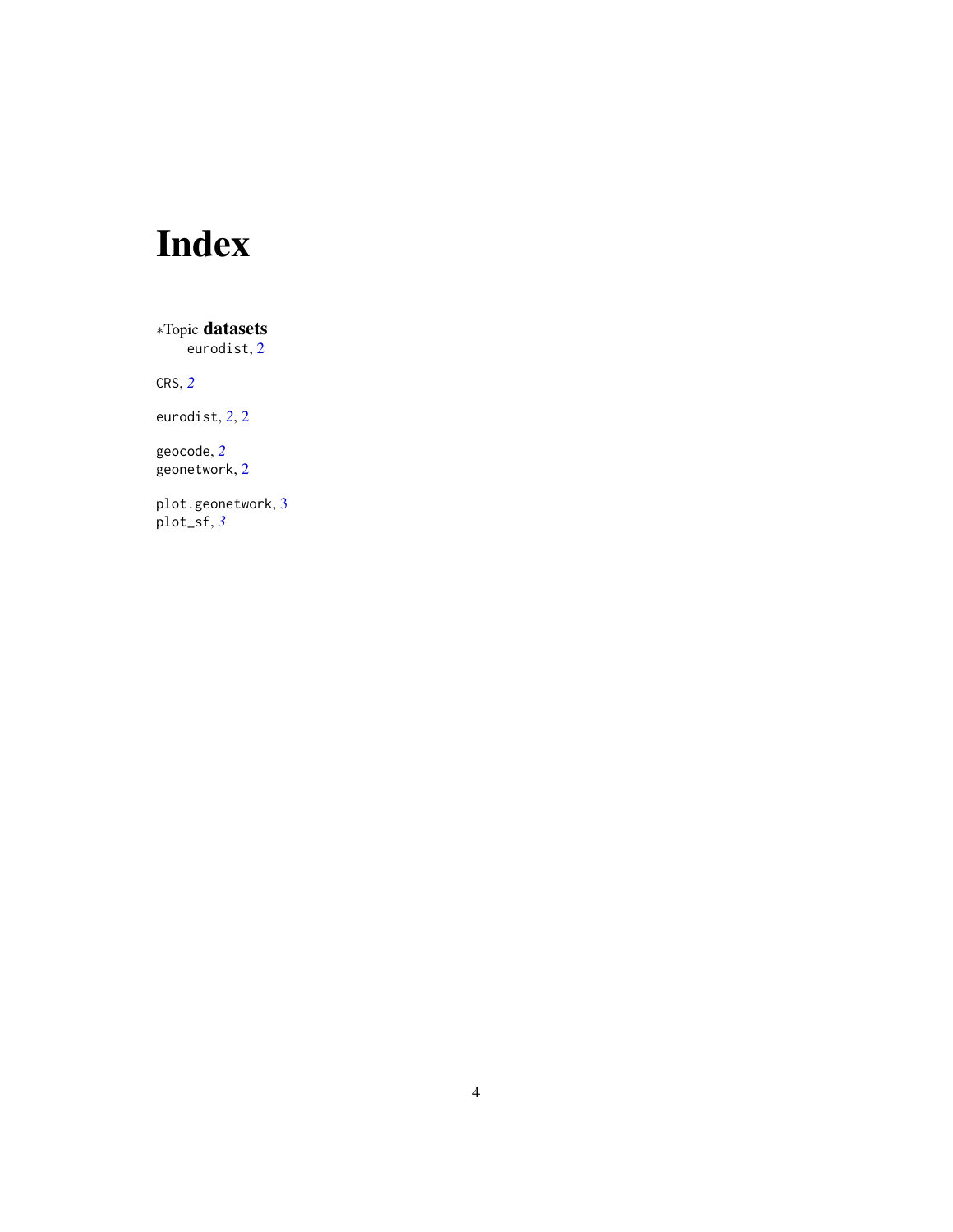# Index

∗Topic **datasets**
    eurodist, 2

CRS, *2*

eurodist, *2*, 2

geocode, *2*
geonetwork, 2

plot.geonetwork, 3
plot_sf, *3*